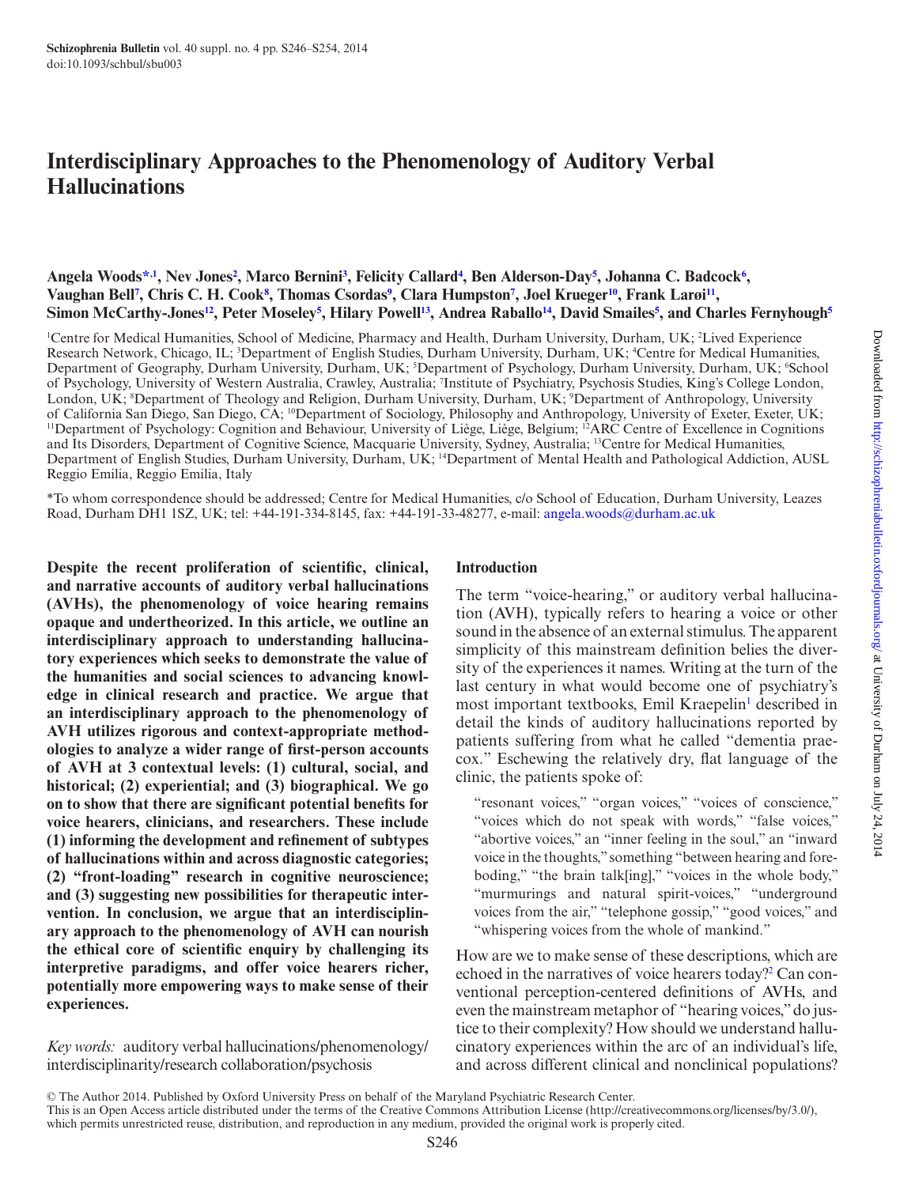# Interdisciplinary Approaches to the Phenomenology of Auditory Verbal Hallucinations

**Angela Woods*[,1], Nev Jones[2], Marco Bernini[3], Felicity Callard[4], Ben Alderson-Day[5], Johanna C. Badcock[6], Vaughan Bell[7], Chris C. H. Cook[8], Thomas Csordas[9], Clara Humpston[7], Joel Krueger[10], Frank Larøi[11], Simon McCarthy-Jones[12], Peter Moseley[5], Hilary Powell[13], Andrea Raballo[14], David Smailes[5], and Charles Fernyhough[5]**

[1]Centre for Medical Humanities, School of Medicine, Pharmacy and Health, Durham University, Durham, UK; [2]Lived Experience Research Network, Chicago, IL; [3]Department of English Studies, Durham University, Durham, UK; [4]Centre for Medical Humanities, Department of Geography, Durham University, Durham, UK; [5]Department of Psychology, Durham University, Durham, UK; [6]School of Psychology, University of Western Australia, Crawley, Australia; [7]Institute of Psychiatry, Psychosis Studies, King's College London, London, UK; [8]Department of Theology and Religion, Durham University, Durham, UK; [9]Department of Anthropology, University of California San Diego, San Diego, CA; [10]Department of Sociology, Philosophy and Anthropology, University of Exeter, Exeter, UK; [11]Department of Psychology: Cognition and Behaviour, University of Liège, Liège, Belgium; [12]ARC Centre of Excellence in Cognitions and Its Disorders, Department of Cognitive Science, Macquarie University, Sydney, Australia; [13]Centre for Medical Humanities, Department of English Studies, Durham University, Durham, UK; [14]Department of Mental Health and Pathological Addiction, AUSL Reggio Emilia, Reggio Emilia, Italy

*To whom correspondence should be addressed; Centre for Medical Humanities, c/o School of Education, Durham University, Leazes Road, Durham DH1 1SZ, UK; tel: +44-191-334-8145, fax: +44-191-33-48277, e-mail: angela.woods@durham.ac.uk

**Despite the recent proliferation of scientific, clinical, and narrative accounts of auditory verbal hallucinations (AVHs), the phenomenology of voice hearing remains opaque and undertheorized. In this article, we outline an interdisciplinary approach to understanding hallucinatory experiences which seeks to demonstrate the value of the humanities and social sciences to advancing knowledge in clinical research and practice. We argue that an interdisciplinary approach to the phenomenology of AVH utilizes rigorous and context-appropriate methodologies to analyze a wider range of first-person accounts of AVH at 3 contextual levels: (1) cultural, social, and historical; (2) experiential; and (3) biographical. We go on to show that there are significant potential benefits for voice hearers, clinicians, and researchers. These include (1) informing the development and refinement of subtypes of hallucinations within and across diagnostic categories; (2) "front-loading" research in cognitive neuroscience; and (3) suggesting new possibilities for therapeutic intervention. In conclusion, we argue that an interdisciplinary approach to the phenomenology of AVH can nourish the ethical core of scientific enquiry by challenging its interpretive paradigms, and offer voice hearers richer, potentially more empowering ways to make sense of their experiences.**

*Key words:* auditory verbal hallucinations/phenomenology/interdisciplinarity/research collaboration/psychosis

## Introduction

The term "voice-hearing," or auditory verbal hallucination (AVH), typically refers to hearing a voice or other sound in the absence of an external stimulus. The apparent simplicity of this mainstream definition belies the diversity of the experiences it names. Writing at the turn of the last century in what would become one of psychiatry's most important textbooks, Emil Kraepelin[1] described in detail the kinds of auditory hallucinations reported by patients suffering from what he called "dementia praecox." Eschewing the relatively dry, flat language of the clinic, the patients spoke of:

> "resonant voices," "organ voices," "voices of conscience," "voices which do not speak with words," "false voices," "abortive voices," an "inner feeling in the soul," an "inward voice in the thoughts," something "between hearing and foreboding," "the brain talk[ing]," "voices in the whole body," "murmurings and natural spirit-voices," "underground voices from the air," "telephone gossip," "good voices," and "whispering voices from the whole of mankind."

How are we to make sense of these descriptions, which are echoed in the narratives of voice hearers today?[2] Can conventional perception-centered definitions of AVHs, and even the mainstream metaphor of "hearing voices," do justice to their complexity? How should we understand hallucinatory experiences within the arc of an individual's life, and across different clinical and nonclinical populations?

© The Author 2014. Published by Oxford University Press on behalf of the Maryland Psychiatric Research Center.
This is an Open Access article distributed under the terms of the Creative Commons Attribution License (http://creativecommons.org/licenses/by/3.0/), which permits unrestricted reuse, distribution, and reproduction in any medium, provided the original work is properly cited.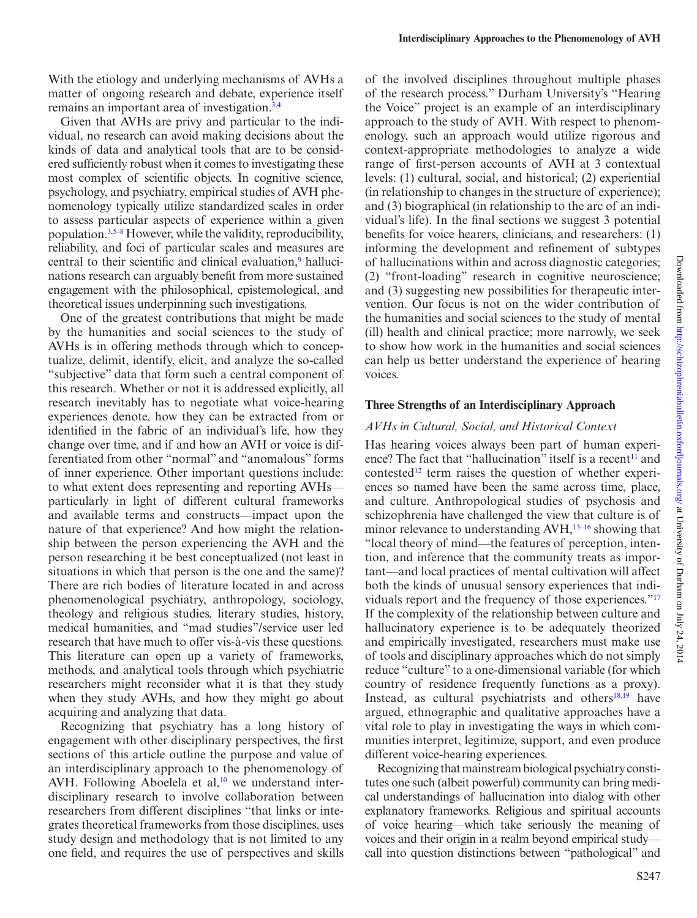With the etiology and underlying mechanisms of AVHs a matter of ongoing research and debate, experience itself remains an important area of investigation.[3,4]

Given that AVHs are privy and particular to the individual, no research can avoid making decisions about the kinds of data and analytical tools that are to be considered sufficiently robust when it comes to investigating these most complex of scientific objects. In cognitive science, psychology, and psychiatry, empirical studies of AVH phenomenology typically utilize standardized scales in order to assess particular aspects of experience within a given population.[3,5–8] However, while the validity, reproducibility, reliability, and foci of particular scales and measures are central to their scientific and clinical evaluation,[9] hallucinations research can arguably benefit from more sustained engagement with the philosophical, epistemological, and theoretical issues underpinning such investigations.

One of the greatest contributions that might be made by the humanities and social sciences to the study of AVHs is in offering methods through which to conceptualize, delimit, identify, elicit, and analyze the so-called "subjective" data that form such a central component of this research. Whether or not it is addressed explicitly, all research inevitably has to negotiate what voice-hearing experiences denote, how they can be extracted from or identified in the fabric of an individual's life, how they change over time, and if and how an AVH or voice is differentiated from other "normal" and "anomalous" forms of inner experience. Other important questions include: to what extent does representing and reporting AVHs—particularly in light of different cultural frameworks and available terms and constructs—impact upon the nature of that experience? And how might the relationship between the person experiencing the AVH and the person researching it be best conceptualized (not least in situations in which that person is the one and the same)? There are rich bodies of literature located in and across phenomenological psychiatry, anthropology, sociology, theology and religious studies, literary studies, history, medical humanities, and "mad studies"/service user led research that have much to offer vis-à-vis these questions. This literature can open up a variety of frameworks, methods, and analytical tools through which psychiatric researchers might reconsider what it is that they study when they study AVHs, and how they might go about acquiring and analyzing that data.

Recognizing that psychiatry has a long history of engagement with other disciplinary perspectives, the first sections of this article outline the purpose and value of an interdisciplinary approach to the phenomenology of AVH. Following Aboelela et al,[10] we understand interdisciplinary research to involve collaboration between researchers from different disciplines "that links or integrates theoretical frameworks from those disciplines, uses study design and methodology that is not limited to any one field, and requires the use of perspectives and skills of the involved disciplines throughout multiple phases of the research process." Durham University's "Hearing the Voice" project is an example of an interdisciplinary approach to the study of AVH. With respect to phenomenology, such an approach would utilize rigorous and context-appropriate methodologies to analyze a wide range of first-person accounts of AVH at 3 contextual levels: (1) cultural, social, and historical; (2) experiential (in relationship to changes in the structure of experience); and (3) biographical (in relationship to the arc of an individual's life). In the final sections we suggest 3 potential benefits for voice hearers, clinicians, and researchers: (1) informing the development and refinement of subtypes of hallucinations within and across diagnostic categories; (2) "front-loading" research in cognitive neuroscience; and (3) suggesting new possibilities for therapeutic intervention. Our focus is not on the wider contribution of the humanities and social sciences to the study of mental (ill) health and clinical practice; more narrowly, we seek to show how work in the humanities and social sciences can help us better understand the experience of hearing voices.

## Three Strengths of an Interdisciplinary Approach

### *AVHs in Cultural, Social, and Historical Context*

Has hearing voices always been part of human experience? The fact that "hallucination" itself is a recent[11] and contested[12] term raises the question of whether experiences so named have been the same across time, place, and culture. Anthropological studies of psychosis and schizophrenia have challenged the view that culture is of minor relevance to understanding AVH,[13–16] showing that "local theory of mind—the features of perception, intention, and inference that the community treats as important—and local practices of mental cultivation will affect both the kinds of unusual sensory experiences that individuals report and the frequency of those experiences."[17] If the complexity of the relationship between culture and hallucinatory experience is to be adequately theorized and empirically investigated, researchers must make use of tools and disciplinary approaches which do not simply reduce "culture" to a one-dimensional variable (for which country of residence frequently functions as a proxy). Instead, as cultural psychiatrists and others[18,19] have argued, ethnographic and qualitative approaches have a vital role to play in investigating the ways in which communities interpret, legitimize, support, and even produce different voice-hearing experiences.

Recognizing that mainstream biological psychiatry constitutes one such (albeit powerful) community can bring medical understandings of hallucination into dialog with other explanatory frameworks. Religious and spiritual accounts of voice hearing—which take seriously the meaning of voices and their origin in a realm beyond empirical study—call into question distinctions between "pathological" and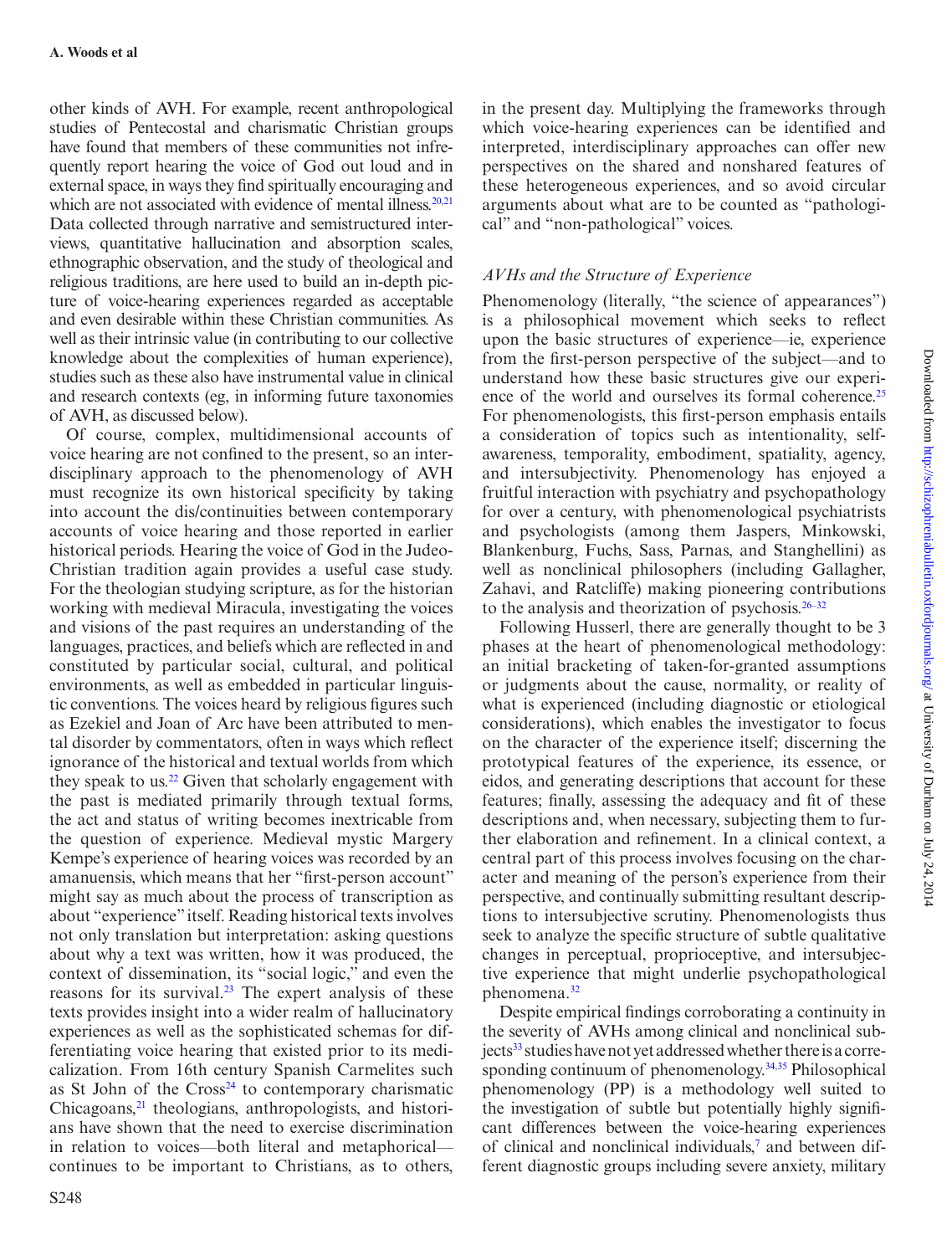other kinds of AVH. For example, recent anthropological studies of Pentecostal and charismatic Christian groups have found that members of these communities not infrequently report hearing the voice of God out loud and in external space, in ways they find spiritually encouraging and which are not associated with evidence of mental illness.[20,21] Data collected through narrative and semistructured interviews, quantitative hallucination and absorption scales, ethnographic observation, and the study of theological and religious traditions, are here used to build an in-depth picture of voice-hearing experiences regarded as acceptable and even desirable within these Christian communities. As well as their intrinsic value (in contributing to our collective knowledge about the complexities of human experience), studies such as these also have instrumental value in clinical and research contexts (eg, in informing future taxonomies of AVH, as discussed below).

Of course, complex, multidimensional accounts of voice hearing are not confined to the present, so an interdisciplinary approach to the phenomenology of AVH must recognize its own historical specificity by taking into account the dis/continuities between contemporary accounts of voice hearing and those reported in earlier historical periods. Hearing the voice of God in the Judeo-Christian tradition again provides a useful case study. For the theologian studying scripture, as for the historian working with medieval Miracula, investigating the voices and visions of the past requires an understanding of the languages, practices, and beliefs which are reflected in and constituted by particular social, cultural, and political environments, as well as embedded in particular linguistic conventions. The voices heard by religious figures such as Ezekiel and Joan of Arc have been attributed to mental disorder by commentators, often in ways which reflect ignorance of the historical and textual worlds from which they speak to us.[22] Given that scholarly engagement with the past is mediated primarily through textual forms, the act and status of writing becomes inextricable from the question of experience. Medieval mystic Margery Kempe's experience of hearing voices was recorded by an amanuensis, which means that her "first-person account" might say as much about the process of transcription as about "experience" itself. Reading historical texts involves not only translation but interpretation: asking questions about why a text was written, how it was produced, the context of dissemination, its "social logic," and even the reasons for its survival.[23] The expert analysis of these texts provides insight into a wider realm of hallucinatory experiences as well as the sophisticated schemas for differentiating voice hearing that existed prior to its medicalization. From 16th century Spanish Carmelites such as St John of the Cross[24] to contemporary charismatic Chicagoans,[21] theologians, anthropologists, and historians have shown that the need to exercise discrimination in relation to voices—both literal and metaphorical—continues to be important to Christians, as to others, in the present day. Multiplying the frameworks through which voice-hearing experiences can be identified and interpreted, interdisciplinary approaches can offer new perspectives on the shared and nonshared features of these heterogeneous experiences, and so avoid circular arguments about what are to be counted as "pathological" and "non-pathological" voices.

### *AVHs and the Structure of Experience*

Phenomenology (literally, "the science of appearances") is a philosophical movement which seeks to reflect upon the basic structures of experience—ie, experience from the first-person perspective of the subject—and to understand how these basic structures give our experience of the world and ourselves its formal coherence.[25] For phenomenologists, this first-person emphasis entails a consideration of topics such as intentionality, self-awareness, temporality, embodiment, spatiality, agency, and intersubjectivity. Phenomenology has enjoyed a fruitful interaction with psychiatry and psychopathology for over a century, with phenomenological psychiatrists and psychologists (among them Jaspers, Minkowski, Blankenburg, Fuchs, Sass, Parnas, and Stanghellini) as well as nonclinical philosophers (including Gallagher, Zahavi, and Ratcliffe) making pioneering contributions to the analysis and theorization of psychosis.[26–32]

Following Husserl, there are generally thought to be 3 phases at the heart of phenomenological methodology: an initial bracketing of taken-for-granted assumptions or judgments about the cause, normality, or reality of what is experienced (including diagnostic or etiological considerations), which enables the investigator to focus on the character of the experience itself; discerning the prototypical features of the experience, its essence, or eidos, and generating descriptions that account for these features; finally, assessing the adequacy and fit of these descriptions and, when necessary, subjecting them to further elaboration and refinement. In a clinical context, a central part of this process involves focusing on the character and meaning of the person's experience from their perspective, and continually submitting resultant descriptions to intersubjective scrutiny. Phenomenologists thus seek to analyze the specific structure of subtle qualitative changes in perceptual, proprioceptive, and intersubjective experience that might underlie psychopathological phenomena.[32]

Despite empirical findings corroborating a continuity in the severity of AVHs among clinical and nonclinical subjects[33] studies have not yet addressed whether there is a corresponding continuum of phenomenology.[34,35] Philosophical phenomenology (PP) is a methodology well suited to the investigation of subtle but potentially highly significant differences between the voice-hearing experiences of clinical and nonclinical individuals,[7] and between different diagnostic groups including severe anxiety, military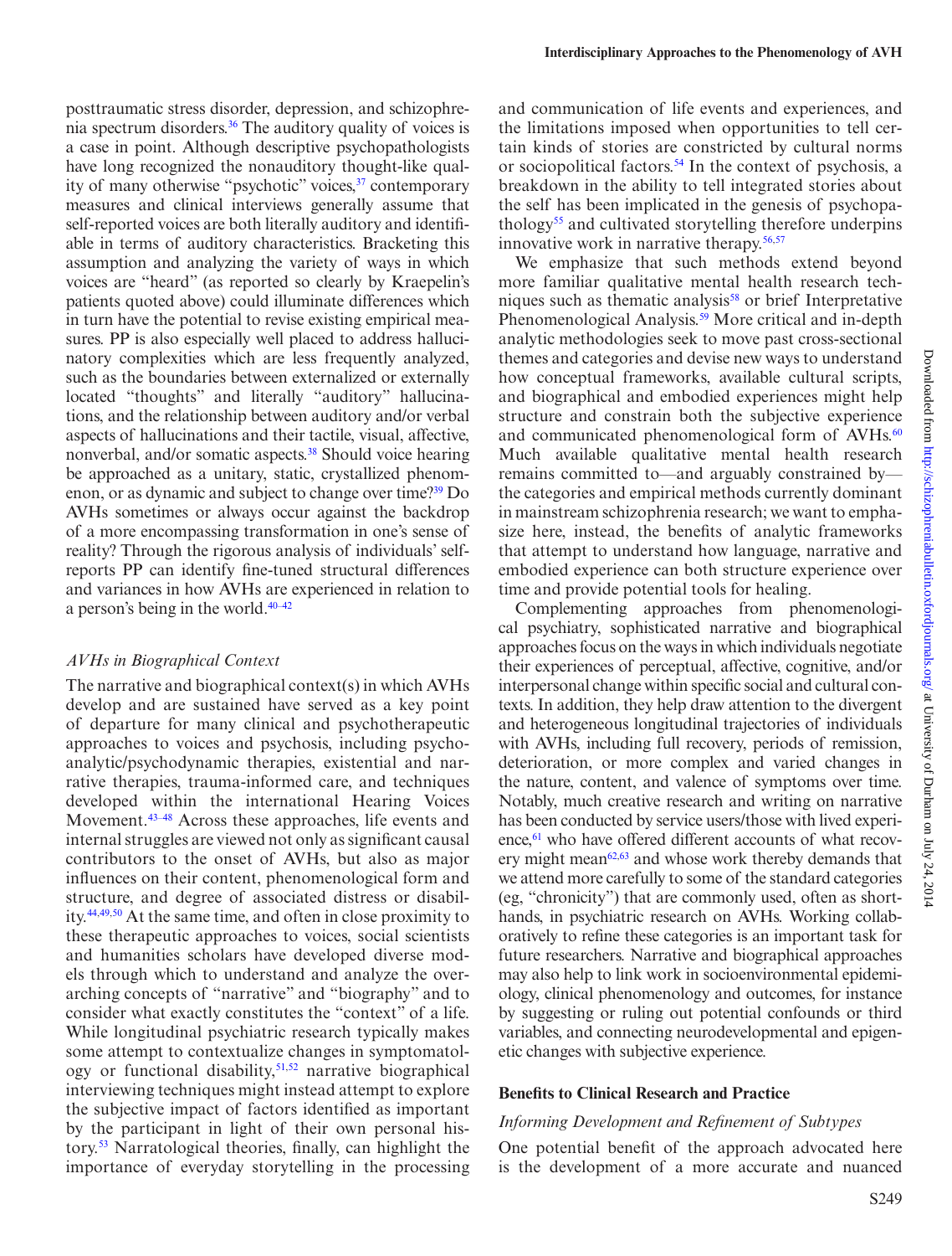posttraumatic stress disorder, depression, and schizophrenia spectrum disorders.[36] The auditory quality of voices is a case in point. Although descriptive psychopathologists have long recognized the nonauditory thought-like quality of many otherwise "psychotic" voices,[37] contemporary measures and clinical interviews generally assume that self-reported voices are both literally auditory and identifiable in terms of auditory characteristics. Bracketing this assumption and analyzing the variety of ways in which voices are "heard" (as reported so clearly by Kraepelin's patients quoted above) could illuminate differences which in turn have the potential to revise existing empirical measures. PP is also especially well placed to address hallucinatory complexities which are less frequently analyzed, such as the boundaries between externalized or externally located "thoughts" and literally "auditory" hallucinations, and the relationship between auditory and/or verbal aspects of hallucinations and their tactile, visual, affective, nonverbal, and/or somatic aspects.[38] Should voice hearing be approached as a unitary, static, crystallized phenomenon, or as dynamic and subject to change over time?[39] Do AVHs sometimes or always occur against the backdrop of a more encompassing transformation in one's sense of reality? Through the rigorous analysis of individuals' self-reports PP can identify fine-tuned structural differences and variances in how AVHs are experienced in relation to a person's being in the world.[40–42]

### *AVHs in Biographical Context*

The narrative and biographical context(s) in which AVHs develop and are sustained have served as a key point of departure for many clinical and psychotherapeutic approaches to voices and psychosis, including psychoanalytic/psychodynamic therapies, existential and narrative therapies, trauma-informed care, and techniques developed within the international Hearing Voices Movement.[43–48] Across these approaches, life events and internal struggles are viewed not only as significant causal contributors to the onset of AVHs, but also as major influences on their content, phenomenological form and structure, and degree of associated distress or disability.[44,49,50] At the same time, and often in close proximity to these therapeutic approaches to voices, social scientists and humanities scholars have developed diverse models through which to understand and analyze the overarching concepts of "narrative" and "biography" and to consider what exactly constitutes the "context" of a life. While longitudinal psychiatric research typically makes some attempt to contextualize changes in symptomatology or functional disability,[51,52] narrative biographical interviewing techniques might instead attempt to explore the subjective impact of factors identified as important by the participant in light of their own personal history.[53] Narratological theories, finally, can highlight the importance of everyday storytelling in the processing and communication of life events and experiences, and the limitations imposed when opportunities to tell certain kinds of stories are constricted by cultural norms or sociopolitical factors.[54] In the context of psychosis, a breakdown in the ability to tell integrated stories about the self has been implicated in the genesis of psychopathology[55] and cultivated storytelling therefore underpins innovative work in narrative therapy.[56,57]

We emphasize that such methods extend beyond more familiar qualitative mental health research techniques such as thematic analysis[58] or brief Interpretative Phenomenological Analysis.[59] More critical and in-depth analytic methodologies seek to move past cross-sectional themes and categories and devise new ways to understand how conceptual frameworks, available cultural scripts, and biographical and embodied experiences might help structure and constrain both the subjective experience and communicated phenomenological form of AVHs.[60] Much available qualitative mental health research remains committed to—and arguably constrained by—the categories and empirical methods currently dominant in mainstream schizophrenia research; we want to emphasize here, instead, the benefits of analytic frameworks that attempt to understand how language, narrative and embodied experience can both structure experience over time and provide potential tools for healing.

Complementing approaches from phenomenological psychiatry, sophisticated narrative and biographical approaches focus on the ways in which individuals negotiate their experiences of perceptual, affective, cognitive, and/or interpersonal change within specific social and cultural contexts. In addition, they help draw attention to the divergent and heterogeneous longitudinal trajectories of individuals with AVHs, including full recovery, periods of remission, deterioration, or more complex and varied changes in the nature, content, and valence of symptoms over time. Notably, much creative research and writing on narrative has been conducted by service users/those with lived experience,[61] who have offered different accounts of what recovery might mean[62,63] and whose work thereby demands that we attend more carefully to some of the standard categories (eg, "chronicity") that are commonly used, often as shorthands, in psychiatric research on AVHs. Working collaboratively to refine these categories is an important task for future researchers. Narrative and biographical approaches may also help to link work in socioenvironmental epidemiology, clinical phenomenology and outcomes, for instance by suggesting or ruling out potential confounds or third variables, and connecting neurodevelopmental and epigenetic changes with subjective experience.

## Benefits to Clinical Research and Practice

### *Informing Development and Refinement of Subtypes*

One potential benefit of the approach advocated here is the development of a more accurate and nuanced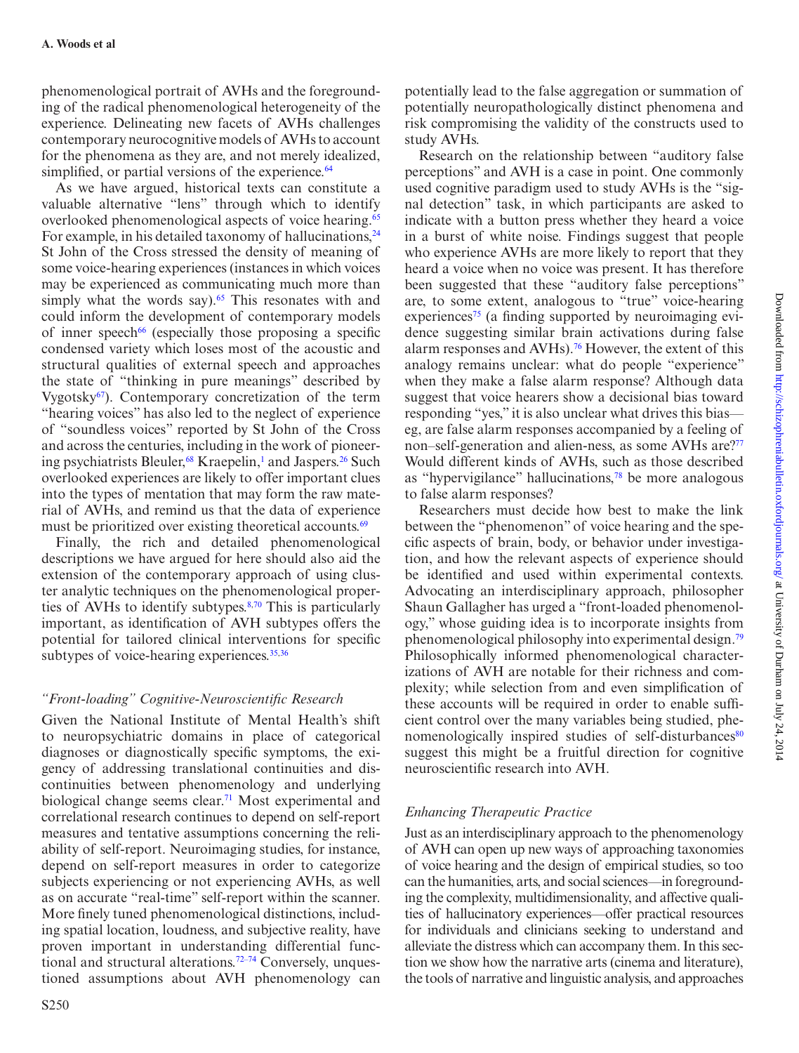phenomenological portrait of AVHs and the foregrounding of the radical phenomenological heterogeneity of the experience. Delineating new facets of AVHs challenges contemporary neurocognitive models of AVHs to account for the phenomena as they are, and not merely idealized, simplified, or partial versions of the experience.[64]

As we have argued, historical texts can constitute a valuable alternative "lens" through which to identify overlooked phenomenological aspects of voice hearing.[65] For example, in his detailed taxonomy of hallucinations,[24] St John of the Cross stressed the density of meaning of some voice-hearing experiences (instances in which voices may be experienced as communicating much more than simply what the words say).[65] This resonates with and could inform the development of contemporary models of inner speech[66] (especially those proposing a specific condensed variety which loses most of the acoustic and structural qualities of external speech and approaches the state of "thinking in pure meanings" described by Vygotsky[67]). Contemporary concretization of the term "hearing voices" has also led to the neglect of experience of "soundless voices" reported by St John of the Cross and across the centuries, including in the work of pioneering psychiatrists Bleuler,[68] Kraepelin,[1] and Jaspers.[26] Such overlooked experiences are likely to offer important clues into the types of mentation that may form the raw material of AVHs, and remind us that the data of experience must be prioritized over existing theoretical accounts.[69]

Finally, the rich and detailed phenomenological descriptions we have argued for here should also aid the extension of the contemporary approach of using cluster analytic techniques on the phenomenological properties of AVHs to identify subtypes.[8,70] This is particularly important, as identification of AVH subtypes offers the potential for tailored clinical interventions for specific subtypes of voice-hearing experiences.[35,36]

### *"Front-loading" Cognitive-Neuroscientific Research*

Given the National Institute of Mental Health's shift to neuropsychiatric domains in place of categorical diagnoses or diagnostically specific symptoms, the exigency of addressing translational continuities and discontinuities between phenomenology and underlying biological change seems clear.[71] Most experimental and correlational research continues to depend on self-report measures and tentative assumptions concerning the reliability of self-report. Neuroimaging studies, for instance, depend on self-report measures in order to categorize subjects experiencing or not experiencing AVHs, as well as on accurate "real-time" self-report within the scanner. More finely tuned phenomenological distinctions, including spatial location, loudness, and subjective reality, have proven important in understanding differential functional and structural alterations.[72–74] Conversely, unquestioned assumptions about AVH phenomenology can potentially lead to the false aggregation or summation of potentially neuropathologically distinct phenomena and risk compromising the validity of the constructs used to study AVHs.

Research on the relationship between "auditory false perceptions" and AVH is a case in point. One commonly used cognitive paradigm used to study AVHs is the "signal detection" task, in which participants are asked to indicate with a button press whether they heard a voice in a burst of white noise. Findings suggest that people who experience AVHs are more likely to report that they heard a voice when no voice was present. It has therefore been suggested that these "auditory false perceptions" are, to some extent, analogous to "true" voice-hearing experiences[75] (a finding supported by neuroimaging evidence suggesting similar brain activations during false alarm responses and AVHs).[76] However, the extent of this analogy remains unclear: what do people "experience" when they make a false alarm response? Although data suggest that voice hearers show a decisional bias toward responding "yes," it is also unclear what drives this bias—eg, are false alarm responses accompanied by a feeling of non–self-generation and alien-ness, as some AVHs are?[77] Would different kinds of AVHs, such as those described as "hypervigilance" hallucinations,[78] be more analogous to false alarm responses?

Researchers must decide how best to make the link between the "phenomenon" of voice hearing and the specific aspects of brain, body, or behavior under investigation, and how the relevant aspects of experience should be identified and used within experimental contexts. Advocating an interdisciplinary approach, philosopher Shaun Gallagher has urged a "front-loaded phenomenology," whose guiding idea is to incorporate insights from phenomenological philosophy into experimental design.[79] Philosophically informed phenomenological characterizations of AVH are notable for their richness and complexity; while selection from and even simplification of these accounts will be required in order to enable sufficient control over the many variables being studied, phenomenologically inspired studies of self-disturbances[80] suggest this might be a fruitful direction for cognitive neuroscientific research into AVH.

### *Enhancing Therapeutic Practice*

Just as an interdisciplinary approach to the phenomenology of AVH can open up new ways of approaching taxonomies of voice hearing and the design of empirical studies, so too can the humanities, arts, and social sciences—in foregrounding the complexity, multidimensionality, and affective qualities of hallucinatory experiences—offer practical resources for individuals and clinicians seeking to understand and alleviate the distress which can accompany them. In this section we show how the narrative arts (cinema and literature), the tools of narrative and linguistic analysis, and approaches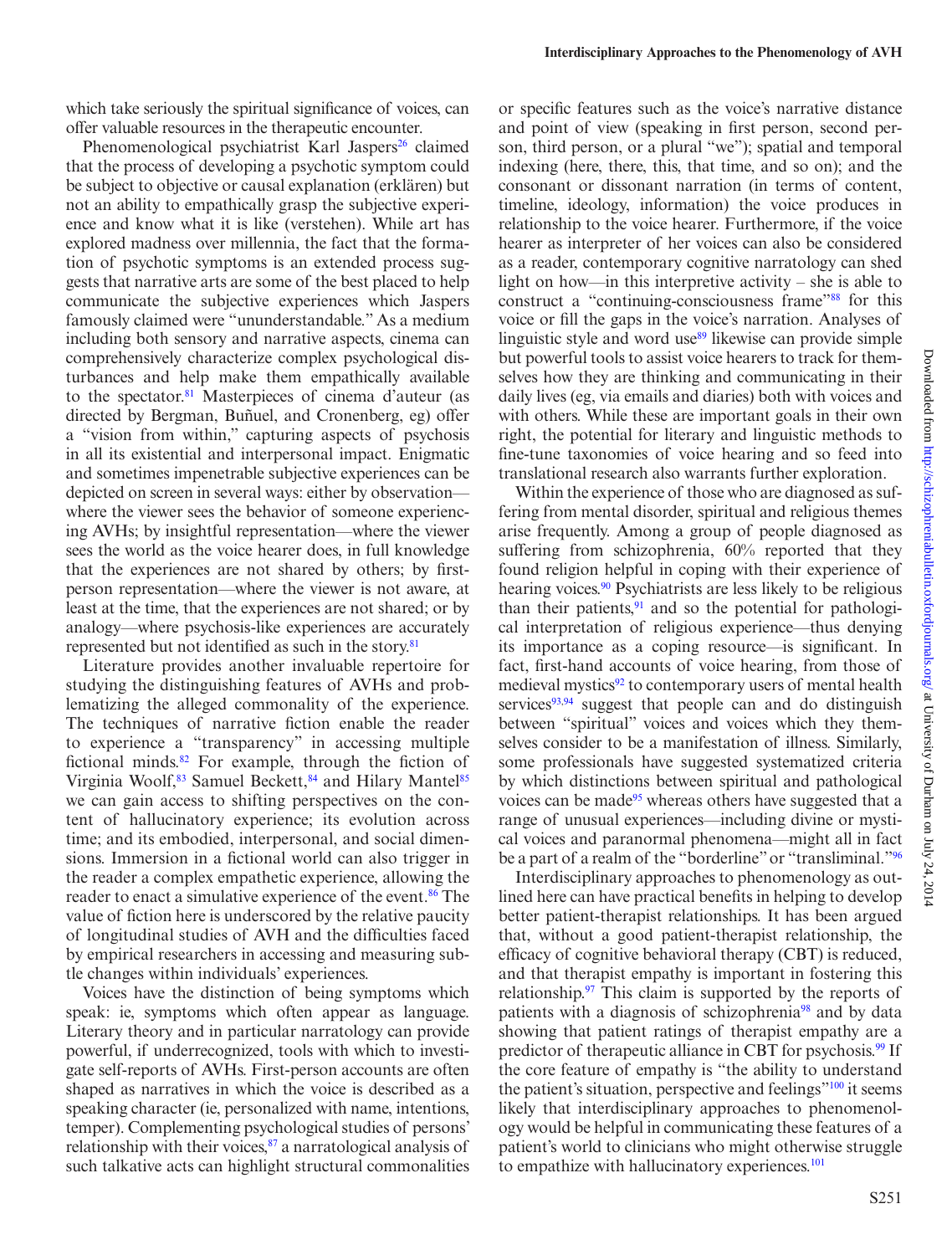which take seriously the spiritual significance of voices, can offer valuable resources in the therapeutic encounter.

Phenomenological psychiatrist Karl Jaspers[26] claimed that the process of developing a psychotic symptom could be subject to objective or causal explanation (erklären) but not an ability to empathically grasp the subjective experience and know what it is like (verstehen). While art has explored madness over millennia, the fact that the formation of psychotic symptoms is an extended process suggests that narrative arts are some of the best placed to help communicate the subjective experiences which Jaspers famously claimed were "ununderstandable." As a medium including both sensory and narrative aspects, cinema can comprehensively characterize complex psychological disturbances and help make them empathically available to the spectator.[81] Masterpieces of cinema d'auteur (as directed by Bergman, Buñuel, and Cronenberg, eg) offer a "vision from within," capturing aspects of psychosis in all its existential and interpersonal impact. Enigmatic and sometimes impenetrable subjective experiences can be depicted on screen in several ways: either by observation—where the viewer sees the behavior of someone experiencing AVHs; by insightful representation—where the viewer sees the world as the voice hearer does, in full knowledge that the experiences are not shared by others; by first-person representation—where the viewer is not aware, at least at the time, that the experiences are not shared; or by analogy—where psychosis-like experiences are accurately represented but not identified as such in the story.[81]

Literature provides another invaluable repertoire for studying the distinguishing features of AVHs and problematizing the alleged commonality of the experience. The techniques of narrative fiction enable the reader to experience a "transparency" in accessing multiple fictional minds.[82] For example, through the fiction of Virginia Woolf,[83] Samuel Beckett,[84] and Hilary Mantel[85] we can gain access to shifting perspectives on the content of hallucinatory experience; its evolution across time; and its embodied, interpersonal, and social dimensions. Immersion in a fictional world can also trigger in the reader a complex empathetic experience, allowing the reader to enact a simulative experience of the event.[86] The value of fiction here is underscored by the relative paucity of longitudinal studies of AVH and the difficulties faced by empirical researchers in accessing and measuring subtle changes within individuals' experiences.

Voices have the distinction of being symptoms which speak: ie, symptoms which often appear as language. Literary theory and in particular narratology can provide powerful, if underrecognized, tools with which to investigate self-reports of AVHs. First-person accounts are often shaped as narratives in which the voice is described as a speaking character (ie, personalized with name, intentions, temper). Complementing psychological studies of persons' relationship with their voices,[87] a narratological analysis of such talkative acts can highlight structural commonalities or specific features such as the voice's narrative distance and point of view (speaking in first person, second person, third person, or a plural "we"); spatial and temporal indexing (here, there, this, that time, and so on); and the consonant or dissonant narration (in terms of content, timeline, ideology, information) the voice produces in relationship to the voice hearer. Furthermore, if the voice hearer as interpreter of her voices can also be considered as a reader, contemporary cognitive narratology can shed light on how—in this interpretive activity – she is able to construct a "continuing-consciousness frame"[88] for this voice or fill the gaps in the voice's narration. Analyses of linguistic style and word use[89] likewise can provide simple but powerful tools to assist voice hearers to track for themselves how they are thinking and communicating in their daily lives (eg, via emails and diaries) both with voices and with others. While these are important goals in their own right, the potential for literary and linguistic methods to fine-tune taxonomies of voice hearing and so feed into translational research also warrants further exploration.

Within the experience of those who are diagnosed as suffering from mental disorder, spiritual and religious themes arise frequently. Among a group of people diagnosed as suffering from schizophrenia, 60% reported that they found religion helpful in coping with their experience of hearing voices.[90] Psychiatrists are less likely to be religious than their patients,[91] and so the potential for pathological interpretation of religious experience—thus denying its importance as a coping resource—is significant. In fact, first-hand accounts of voice hearing, from those of medieval mystics[92] to contemporary users of mental health services[93,94] suggest that people can and do distinguish between "spiritual" voices and voices which they themselves consider to be a manifestation of illness. Similarly, some professionals have suggested systematized criteria by which distinctions between spiritual and pathological voices can be made[95] whereas others have suggested that a range of unusual experiences—including divine or mystical voices and paranormal phenomena—might all in fact be a part of a realm of the "borderline" or "transliminal."[96]

Interdisciplinary approaches to phenomenology as outlined here can have practical benefits in helping to develop better patient-therapist relationships. It has been argued that, without a good patient-therapist relationship, the efficacy of cognitive behavioral therapy (CBT) is reduced, and that therapist empathy is important in fostering this relationship.[97] This claim is supported by the reports of patients with a diagnosis of schizophrenia[98] and by data showing that patient ratings of therapist empathy are a predictor of therapeutic alliance in CBT for psychosis.[99] If the core feature of empathy is "the ability to understand the patient's situation, perspective and feelings"[100] it seems likely that interdisciplinary approaches to phenomenology would be helpful in communicating these features of a patient's world to clinicians who might otherwise struggle to empathize with hallucinatory experiences.[101]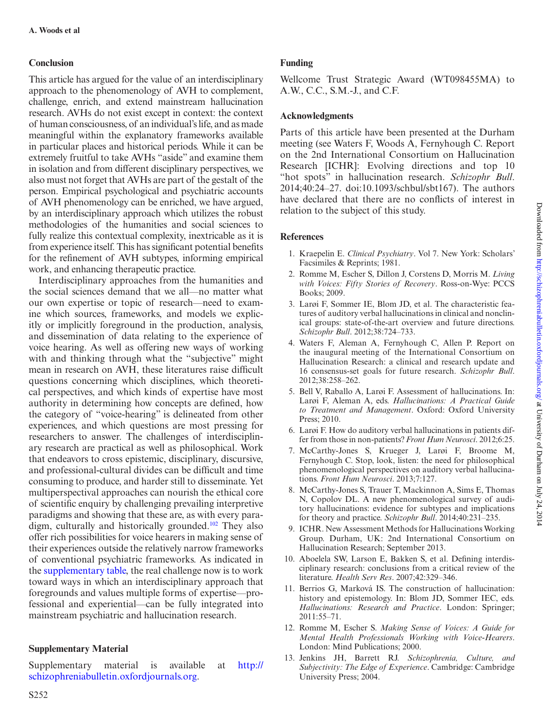## Conclusion

This article has argued for the value of an interdisciplinary approach to the phenomenology of AVH to complement, challenge, enrich, and extend mainstream hallucination research. AVHs do not exist except in context: the context of human consciousness, of an individual's life, and as made meaningful within the explanatory frameworks available in particular places and historical periods. While it can be extremely fruitful to take AVHs "aside" and examine them in isolation and from different disciplinary perspectives, we also must not forget that AVHs are part of the gestalt of the person. Empirical psychological and psychiatric accounts of AVH phenomenology can be enriched, we have argued, by an interdisciplinary approach which utilizes the robust methodologies of the humanities and social sciences to fully realize this contextual complexity, inextricable as it is from experience itself. This has significant potential benefits for the refinement of AVH subtypes, informing empirical work, and enhancing therapeutic practice.

Interdisciplinary approaches from the humanities and the social sciences demand that we all—no matter what our own expertise or topic of research—need to examine which sources, frameworks, and models we explicitly or implicitly foreground in the production, analysis, and dissemination of data relating to the experience of voice hearing. As well as offering new ways of working with and thinking through what the "subjective" might mean in research on AVH, these literatures raise difficult questions concerning which disciplines, which theoretical perspectives, and which kinds of expertise have most authority in determining how concepts are defined, how the category of "voice-hearing" is delineated from other experiences, and which questions are most pressing for researchers to answer. The challenges of interdisciplinary research are practical as well as philosophical. Work that endeavors to cross epistemic, disciplinary, discursive, and professional-cultural divides can be difficult and time consuming to produce, and harder still to disseminate. Yet multiperspectival approaches can nourish the ethical core of scientific enquiry by challenging prevailing interpretive paradigms and showing that these are, as with every paradigm, culturally and historically grounded.[102] They also offer rich possibilities for voice hearers in making sense of their experiences outside the relatively narrow frameworks of conventional psychiatric frameworks. As indicated in the supplementary table, the real challenge now is to work toward ways in which an interdisciplinary approach that foregrounds and values multiple forms of expertise—professional and experiential—can be fully integrated into mainstream psychiatric and hallucination research.

## Supplementary Material

Supplementary material is available at http://schizophreniabulletin.oxfordjournals.org.

## Funding

Wellcome Trust Strategic Award (WT098455MA) to A.W., C.C., S.M.-J., and C.F.

## Acknowledgments

Parts of this article have been presented at the Durham meeting (see Waters F, Woods A, Fernyhough C. Report on the 2nd International Consortium on Hallucination Research [ICHR]: Evolving directions and top 10 "hot spots" in hallucination research. *Schizophr Bull*. 2014;40:24–27. doi:10.1093/schbul/sbt167). The authors have declared that there are no conflicts of interest in relation to the subject of this study.

## References

1. Kraepelin E. *Clinical Psychiatry*. Vol 7. New York: Scholars' Facsimiles & Reprints; 1981.
2. Romme M, Escher S, Dillon J, Corstens D, Morris M. *Living with Voices: Fifty Stories of Recovery*. Ross-on-Wye: PCCS Books; 2009.
3. Larøi F, Sommer IE, Blom JD, et al. The characteristic features of auditory verbal hallucinations in clinical and nonclinical groups: state-of-the-art overview and future directions. *Schizophr Bull*. 2012;38:724–733.
4. Waters F, Aleman A, Fernyhough C, Allen P. Report on the inaugural meeting of the International Consortium on Hallucination Research: a clinical and research update and 16 consensus-set goals for future research. *Schizophr Bull*. 2012;38:258–262.
5. Bell V, Raballo A, Larøi F. Assessment of hallucinations. In: Larøi F, Aleman A, eds. *Hallucinations: A Practical Guide to Treatment and Management*. Oxford: Oxford University Press; 2010.
6. Larøi F. How do auditory verbal hallucinations in patients differ from those in non-patients? *Front Hum Neurosci*. 2012;6:25.
7. McCarthy-Jones S, Krueger J, Larøi F, Broome M, Fernyhough C. Stop, look, listen: the need for philosophical phenomenological perspectives on auditory verbal hallucinations. *Front Hum Neurosci*. 2013;7:127.
8. McCarthy-Jones S, Trauer T, Mackinnon A, Sims E, Thomas N, Copolov DL. A new phenomenological survey of auditory hallucinations: evidence for subtypes and implications for theory and practice. *Schizophr Bull*. 2014;40:231–235.
9. ICHR. New Assessment Methods for Hallucinations Working Group. Durham, UK: 2nd International Consortium on Hallucination Research; September 2013.
10. Aboelela SW, Larson E, Bakken S, et al. Defining interdisciplinary research: conclusions from a critical review of the literature. *Health Serv Res*. 2007;42:329–346.
11. Berrios G, Marková IS. The construction of hallucination: history and epistemology. In: Blom JD, Sommer IEC, eds. *Hallucinations: Research and Practice*. London: Springer; 2011:55–71.
12. Romme M, Escher S. *Making Sense of Voices: A Guide for Mental Health Professionals Working with Voice-Hearers*. London: Mind Publications; 2000.
13. Jenkins JH, Barrett RJ. *Schizophrenia, Culture, and Subjectivity: The Edge of Experience*. Cambridge: Cambridge University Press; 2004.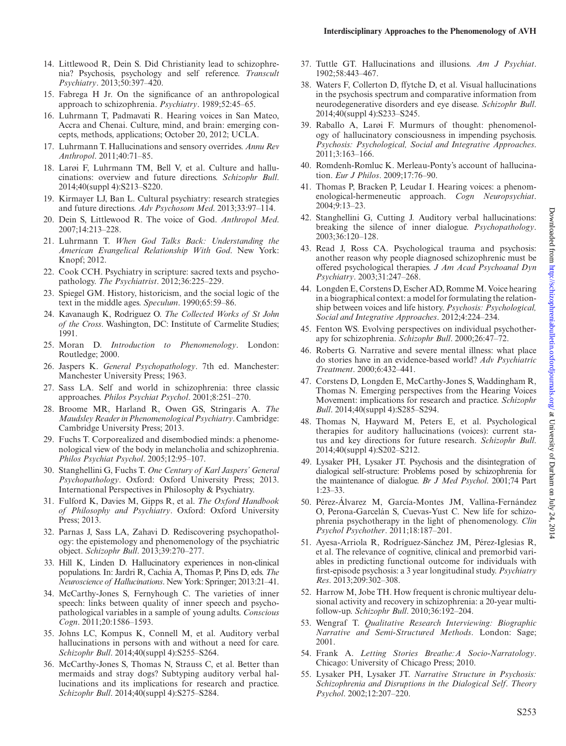14. Littlewood R, Dein S. Did Christianity lead to schizophrenia? Psychosis, psychology and self reference. *Transcult Psychiatry*. 2013;50:397–420.
15. Fabrega H Jr. On the significance of an anthropological approach to schizophrenia. *Psychiatry*. 1989;52:45–65.
16. Luhrmann T, Padmavati R. Hearing voices in San Mateo, Accra and Chenai. Culture, mind, and brain: emerging concepts, methods, applications; October 20, 2012; UCLA.
17. Luhrmann T. Hallucinations and sensory overrides. *Annu Rev Anthropol*. 2011;40:71–85.
18. Larøi F, Luhrmann TM, Bell V, et al. Culture and hallucinations: overview and future directions. *Schizophr Bull*. 2014;40(suppl 4):S213–S220.
19. Kirmayer LJ, Ban L. Cultural psychiatry: research strategies and future directions. *Adv Psychosom Med*. 2013;33:97–114.
20. Dein S, Littlewood R. The voice of God. *Anthropol Med*. 2007;14:213–228.
21. Luhrmann T. *When God Talks Back: Understanding the American Evangelical Relationship With God*. New York: Knopf; 2012.
22. Cook CCH. Psychiatry in scripture: sacred texts and psychopathology. *The Psychiatrist*. 2012;36:225–229.
23. Spiegel GM. History, historicism, and the social logic of the text in the middle ages. *Speculum*. 1990;65:59–86.
24. Kavanaugh K, Rodriguez O. *The Collected Works of St John of the Cross*. Washington, DC: Institute of Carmelite Studies; 1991.
25. Moran D. *Introduction to Phenomenology*. London: Routledge; 2000.
26. Jaspers K. *General Psychopathology*. 7th ed. Manchester: Manchester University Press; 1963.
27. Sass LA. Self and world in schizophrenia: three classic approaches. *Philos Psychiat Psychol*. 2001;8:251–270.
28. Broome MR, Harland R, Owen GS, Stringaris A. *The Maudsley Reader in Phenomenological Psychiatry*. Cambridge: Cambridge University Press; 2013.
29. Fuchs T. Corporealized and disembodied minds: a phenomenological view of the body in melancholia and schizophrenia. *Philos Psychiat Psychol*. 2005;12:95–107.
30. Stanghellini G, Fuchs T. *One Century of Karl Jaspers' General Psychopathology*. Oxford: Oxford University Press; 2013. International Perspectives in Philosophy & Psychiatry.
31. Fulford K, Davies M, Gipps R, et al. *The Oxford Handbook of Philosophy and Psychiatry*. Oxford: Oxford University Press; 2013.
32. Parnas J, Sass LA, Zahavi D. Rediscovering psychopathology: the epistemology and phenomenology of the psychiatric object. *Schizophr Bull*. 2013;39:270–277.
33. Hill K, Linden D. Hallucinatory experiences in non-clinical populations. In: Jardri R, Cachia A, Thomas P, Pins D, eds. *The Neuroscience of Hallucinations*. New York: Springer; 2013:21–41.
34. McCarthy-Jones S, Fernyhough C. The varieties of inner speech: links between quality of inner speech and psychopathological variables in a sample of young adults. *Conscious Cogn*. 2011;20:1586–1593.
35. Johns LC, Kompus K, Connell M, et al. Auditory verbal hallucinations in persons with and without a need for care. *Schizophr Bull*. 2014;40(suppl 4):S255–S264.
36. McCarthy-Jones S, Thomas N, Strauss C, et al. Better than mermaids and stray dogs? Subtyping auditory verbal hallucinations and its implications for research and practice. *Schizophr Bull*. 2014;40(suppl 4):S275–S284.
37. Tuttle GT. Hallucinations and illusions. *Am J Psychiat*. 1902;58:443–467.
38. Waters F, Collerton D, ffytche D, et al. Visual hallucinations in the psychosis spectrum and comparative information from neurodegenerative disorders and eye disease. *Schizophr Bull*. 2014;40(suppl 4):S233–S245.
39. Raballo A, Larøi F. Murmurs of thought: phenomenology of hallucinatory consciousness in impending psychosis. *Psychosis: Psychological, Social and Integrative Approaches*. 2011;3:163–166.
40. Romdenh-Romluc K. Merleau-Ponty's account of hallucination. *Eur J Philos*. 2009;17:76–90.
41. Thomas P, Bracken P, Leudar I. Hearing voices: a phenomenological-hermeneutic approach. *Cogn Neuropsychiat*. 2004;9:13–23.
42. Stanghellini G, Cutting J. Auditory verbal hallucinations: breaking the silence of inner dialogue. *Psychopathology*. 2003;36:120–128.
43. Read J, Ross CA. Psychological trauma and psychosis: another reason why people diagnosed schizophrenic must be offered psychological therapies. *J Am Acad Psychoanal Dyn Psychiatry*. 2003;31:247–268.
44. Longden E, Corstens D, Escher AD, Romme M. Voice hearing in a biographical context: a model for formulating the relationship between voices and life history. *Psychosis: Psychological, Social and Integrative Approaches*. 2012;4:224–234.
45. Fenton WS. Evolving perspectives on individual psychotherapy for schizophrenia. *Schizophr Bull*. 2000;26:47–72.
46. Roberts G. Narrative and severe mental illness: what place do stories have in an evidence-based world? *Adv Psychiatric Treatment*. 2000;6:432–441.
47. Corstens D, Longden E, McCarthy-Jones S, Waddingham R, Thomas N. Emerging perspectives from the Hearing Voices Movement: implications for research and practice. *Schizophr Bull*. 2014;40(suppl 4):S285–S294.
48. Thomas N, Hayward M, Peters E, et al. Psychological therapies for auditory hallucinations (voices): current status and key directions for future research. *Schizophr Bull*. 2014;40(suppl 4):S202–S212.
49. Lysaker PH, Lysaker JT. Psychosis and the disintegration of dialogical self-structure: Problems posed by schizophrenia for the maintenance of dialogue. *Br J Med Psychol*. 2001;74 Part 1:23–33.
50. Pérez-Álvarez M, García-Montes JM, Vallina-Fernández O, Perona-Garcelán S, Cuevas-Yust C. New life for schizophrenia psychotherapy in the light of phenomenology. *Clin Psychol Psychother*. 2011;18:187–201.
51. Ayesa-Arriola R, Rodríguez-Sánchez JM, Pérez-Iglesias R, et al. The relevance of cognitive, clinical and premorbid variables in predicting functional outcome for individuals with first-episode psychosis: a 3 year longitudinal study. *Psychiatry Res*. 2013;209:302–308.
52. Harrow M, Jobe TH. How frequent is chronic multiyear delusional activity and recovery in schizophrenia: a 20-year multi-follow-up. *Schizophr Bull*. 2010;36:192–204.
53. Wengraf T. *Qualitative Research Interviewing: Biographic Narrative and Semi-Structured Methods*. London: Sage; 2001.
54. Frank A. *Letting Stories Breathe: A Socio-Narratology*. Chicago: University of Chicago Press; 2010.
55. Lysaker PH, Lysaker JT. *Narrative Structure in Psychosis: Schizophrenia and Disruptions in the Dialogical Self*. *Theory Psychol*. 2002;12:207–220.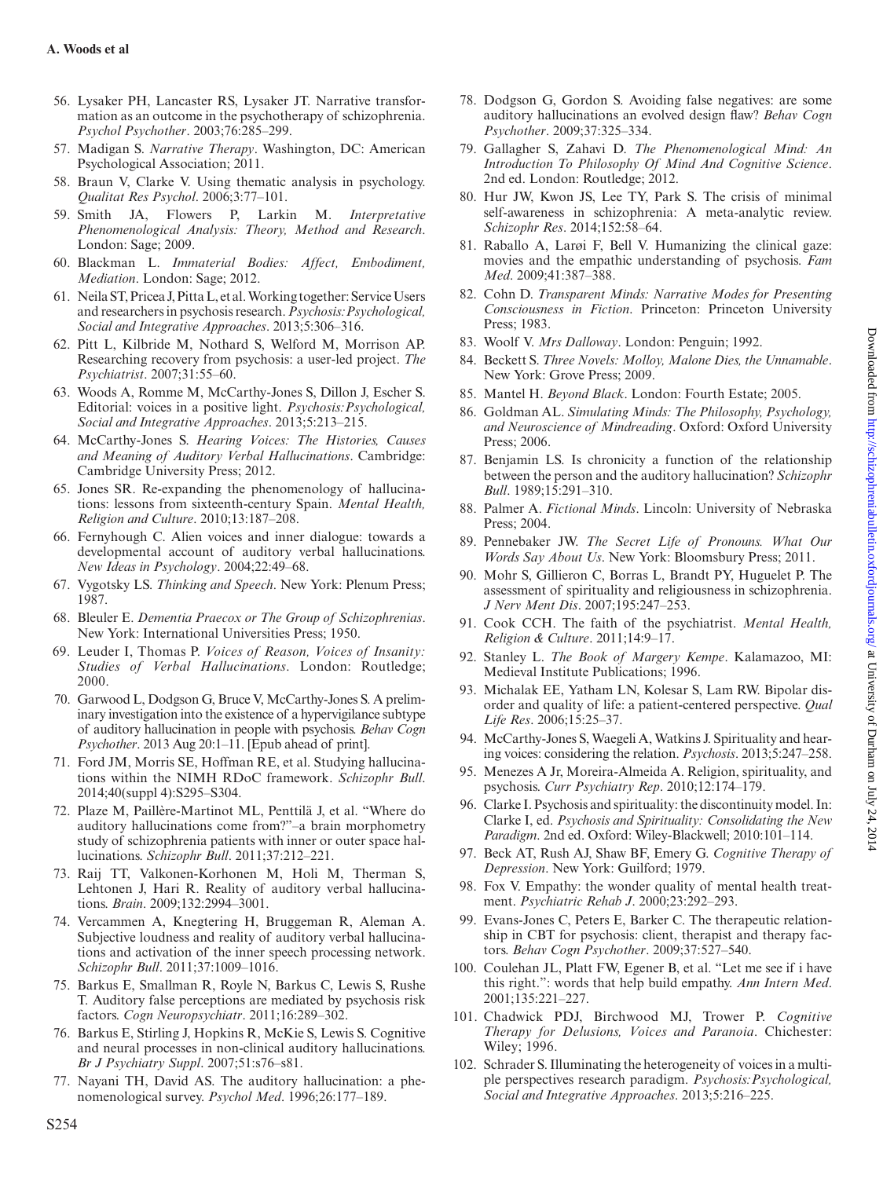56. Lysaker PH, Lancaster RS, Lysaker JT. Narrative transformation as an outcome in the psychotherapy of schizophrenia. *Psychol Psychother*. 2003;76:285–299.
57. Madigan S. *Narrative Therapy*. Washington, DC: American Psychological Association; 2011.
58. Braun V, Clarke V. Using thematic analysis in psychology. *Qualitat Res Psychol*. 2006;3:77–101.
59. Smith JA, Flowers P, Larkin M. *Interpretative Phenomenological Analysis: Theory, Method and Research*. London: Sage; 2009.
60. Blackman L. *Immaterial Bodies: Affect, Embodiment, Mediation*. London: Sage; 2012.
61. Neila ST, Pricea J, Pitta L, et al. Working together: Service Users and researchers in psychosis research. *Psychosis: Psychological, Social and Integrative Approaches*. 2013;5:306–316.
62. Pitt L, Kilbride M, Nothard S, Welford M, Morrison AP. Researching recovery from psychosis: a user-led project. *The Psychiatrist*. 2007;31:55–60.
63. Woods A, Romme M, McCarthy-Jones S, Dillon J, Escher S. Editorial: voices in a positive light. *Psychosis: Psychological, Social and Integrative Approaches*. 2013;5:213–215.
64. McCarthy-Jones S. *Hearing Voices: The Histories, Causes and Meaning of Auditory Verbal Hallucinations*. Cambridge: Cambridge University Press; 2012.
65. Jones SR. Re-expanding the phenomenology of hallucinations: lessons from sixteenth-century Spain. *Mental Health, Religion and Culture*. 2010;13:187–208.
66. Fernyhough C. Alien voices and inner dialogue: towards a developmental account of auditory verbal hallucinations. *New Ideas in Psychology*. 2004;22:49–68.
67. Vygotsky LS. *Thinking and Speech*. New York: Plenum Press; 1987.
68. Bleuler E. *Dementia Praecox or The Group of Schizophrenias*. New York: International Universities Press; 1950.
69. Leuder I, Thomas P. *Voices of Reason, Voices of Insanity: Studies of Verbal Hallucinations*. London: Routledge; 2000.
70. Garwood L, Dodgson G, Bruce V, McCarthy-Jones S. A preliminary investigation into the existence of a hypervigilance subtype of auditory hallucination in people with psychosis. *Behav Cogn Psychother*. 2013 Aug 20:1–11. [Epub ahead of print].
71. Ford JM, Morris SE, Hoffman RE, et al. Studying hallucinations within the NIMH RDoC framework. *Schizophr Bull*. 2014;40(suppl 4):S295–S304.
72. Plaze M, Paillère-Martinot ML, Penttilä J, et al. "Where do auditory hallucinations come from?"–a brain morphometry study of schizophrenia patients with inner or outer space hallucinations. *Schizophr Bull*. 2011;37:212–221.
73. Raij TT, Valkonen-Korhonen M, Holi M, Therman S, Lehtonen J, Hari R. Reality of auditory verbal hallucinations. *Brain*. 2009;132:2994–3001.
74. Vercammen A, Knegtering H, Bruggeman R, Aleman A. Subjective loudness and reality of auditory verbal hallucinations and activation of the inner speech processing network. *Schizophr Bull*. 2011;37:1009–1016.
75. Barkus E, Smallman R, Royle N, Barkus C, Lewis S, Rushe T. Auditory false perceptions are mediated by psychosis risk factors. *Cogn Neuropsychiatr*. 2011;16:289–302.
76. Barkus E, Stirling J, Hopkins R, McKie S, Lewis S. Cognitive and neural processes in non-clinical auditory hallucinations. *Br J Psychiatry Suppl*. 2007;51:s76–s81.
77. Nayani TH, David AS. The auditory hallucination: a phenomenological survey. *Psychol Med*. 1996;26:177–189.
78. Dodgson G, Gordon S. Avoiding false negatives: are some auditory hallucinations an evolved design flaw? *Behav Cogn Psychother*. 2009;37:325–334.
79. Gallagher S, Zahavi D. *The Phenomenological Mind: An Introduction To Philosophy Of Mind And Cognitive Science*. 2nd ed. London: Routledge; 2012.
80. Hur JW, Kwon JS, Lee TY, Park S. The crisis of minimal self-awareness in schizophrenia: A meta-analytic review. *Schizophr Res*. 2014;152:58–64.
81. Raballo A, Larøi F, Bell V. Humanizing the clinical gaze: movies and the empathic understanding of psychosis. *Fam Med*. 2009;41:387–388.
82. Cohn D. *Transparent Minds: Narrative Modes for Presenting Consciousness in Fiction*. Princeton: Princeton University Press; 1983.
83. Woolf V. *Mrs Dalloway*. London: Penguin; 1992.
84. Beckett S. *Three Novels: Molloy, Malone Dies, the Unnamable*. New York: Grove Press; 2009.
85. Mantel H. *Beyond Black*. London: Fourth Estate; 2005.
86. Goldman AL. *Simulating Minds: The Philosophy, Psychology, and Neuroscience of Mindreading*. Oxford: Oxford University Press; 2006.
87. Benjamin LS. Is chronicity a function of the relationship between the person and the auditory hallucination? *Schizophr Bull*. 1989;15:291–310.
88. Palmer A. *Fictional Minds*. Lincoln: University of Nebraska Press; 2004.
89. Pennebaker JW. *The Secret Life of Pronouns. What Our Words Say About Us*. New York: Bloomsbury Press; 2011.
90. Mohr S, Gillieron C, Borras L, Brandt PY, Huguelet P. The assessment of spirituality and religiousness in schizophrenia. *J Nerv Ment Dis*. 2007;195:247–253.
91. Cook CCH. The faith of the psychiatrist. *Mental Health, Religion & Culture*. 2011;14:9–17.
92. Stanley L. *The Book of Margery Kempe*. Kalamazoo, MI: Medieval Institute Publications; 1996.
93. Michalak EE, Yatham LN, Kolesar S, Lam RW. Bipolar disorder and quality of life: a patient-centered perspective. *Qual Life Res*. 2006;15:25–37.
94. McCarthy-Jones S, Waegeli A, Watkins J. Spirituality and hearing voices: considering the relation. *Psychosis*. 2013;5:247–258.
95. Menezes A Jr, Moreira-Almeida A. Religion, spirituality, and psychosis. *Curr Psychiatry Rep*. 2010;12:174–179.
96. Clarke I. Psychosis and spirituality: the discontinuity model. In: Clarke I, ed. *Psychosis and Spirituality: Consolidating the New Paradigm*. 2nd ed. Oxford: Wiley-Blackwell; 2010:101–114.
97. Beck AT, Rush AJ, Shaw BF, Emery G. *Cognitive Therapy of Depression*. New York: Guilford; 1979.
98. Fox V. Empathy: the wonder quality of mental health treatment. *Psychiatric Rehab J*. 2000;23:292–293.
99. Evans-Jones C, Peters E, Barker C. The therapeutic relationship in CBT for psychosis: client, therapist and therapy factors. *Behav Cogn Psychother*. 2009;37:527–540.
100. Coulehan JL, Platt FW, Egener B, et al. "Let me see if i have this right.": words that help build empathy. *Ann Intern Med*. 2001;135:221–227.
101. Chadwick PDJ, Birchwood MJ, Trower P. *Cognitive Therapy for Delusions, Voices and Paranoia*. Chichester: Wiley; 1996.
102. Schrader S. Illuminating the heterogeneity of voices in a multiple perspectives research paradigm. *Psychosis: Psychological, Social and Integrative Approaches*. 2013;5:216–225.